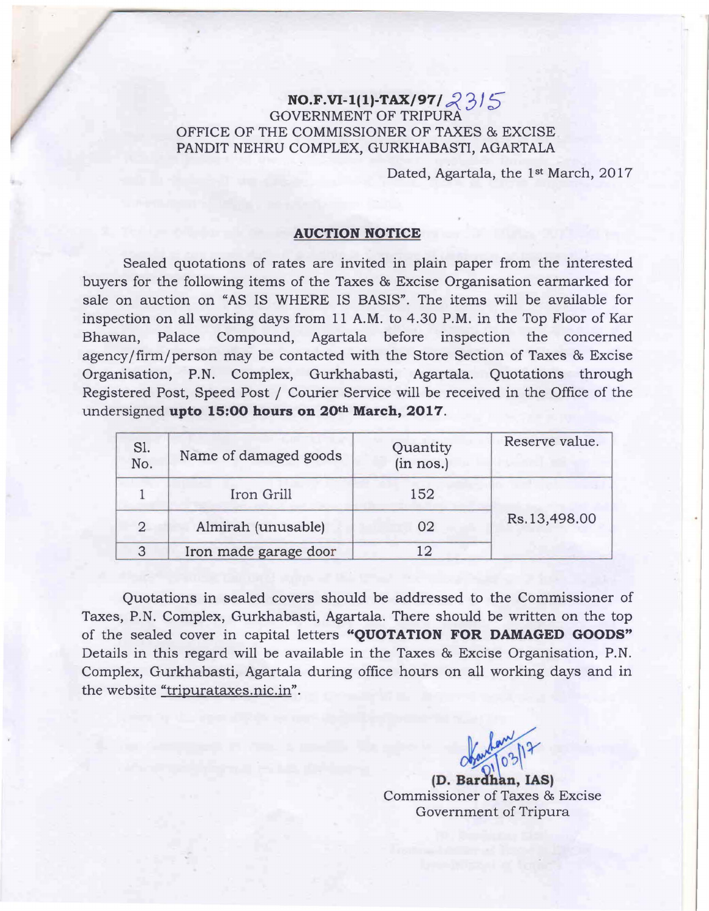**NO.F.VI-1(1)-TAX/97/ 2315**
GOVERNMENT OF TRIPURA
OFFICE OF THE COMMISSIONER OF TAXES & EXCISE
PANDIT NEHRU COMPLEX, GURKHABASTI, AGARTALA

Dated, Agartala, the 1st March, 2017

## AUCTION NOTICE

Sealed quotations of rates are invited in plain paper from the interested buyers for the following items of the Taxes & Excise Organisation earmarked for sale on auction on "AS IS WHERE IS BASIS". The items will be available for inspection on all working days from 11 A.M. to 4.30 P.M. in the Top Floor of Kar Bhawan, Palace Compound, Agartala before inspection the concerned agency/firm/person may be contacted with the Store Section of Taxes & Excise Organisation, P.N. Complex, Gurkhabasti, Agartala. Quotations through Registered Post, Speed Post / Courier Service will be received in the Office of the undersigned **upto 15:00 hours on 20th March, 2017**.

| Sl. No. | Name of damaged goods | Quantity (in nos.) | Reserve value. |
|---|---|---|---|
| 1 | Iron Grill | 152 | Rs.13,498.00 |
| 2 | Almirah (unusable) | 02 | |
| 3 | Iron made garage door | 12 | |

Quotations in sealed covers should be addressed to the Commissioner of Taxes, P.N. Complex, Gurkhabasti, Agartala. There should be written on the top of the sealed cover in capital letters **"QUOTATION FOR DAMAGED GOODS"** Details in this regard will be available in the Taxes & Excise Organisation, P.N. Complex, Gurkhabasti, Agartala during office hours on all working days and in the website "tripurataxes.nic.in".

01/03/17

**(D. Bardhan, IAS)**
Commissioner of Taxes & Excise
Government of Tripura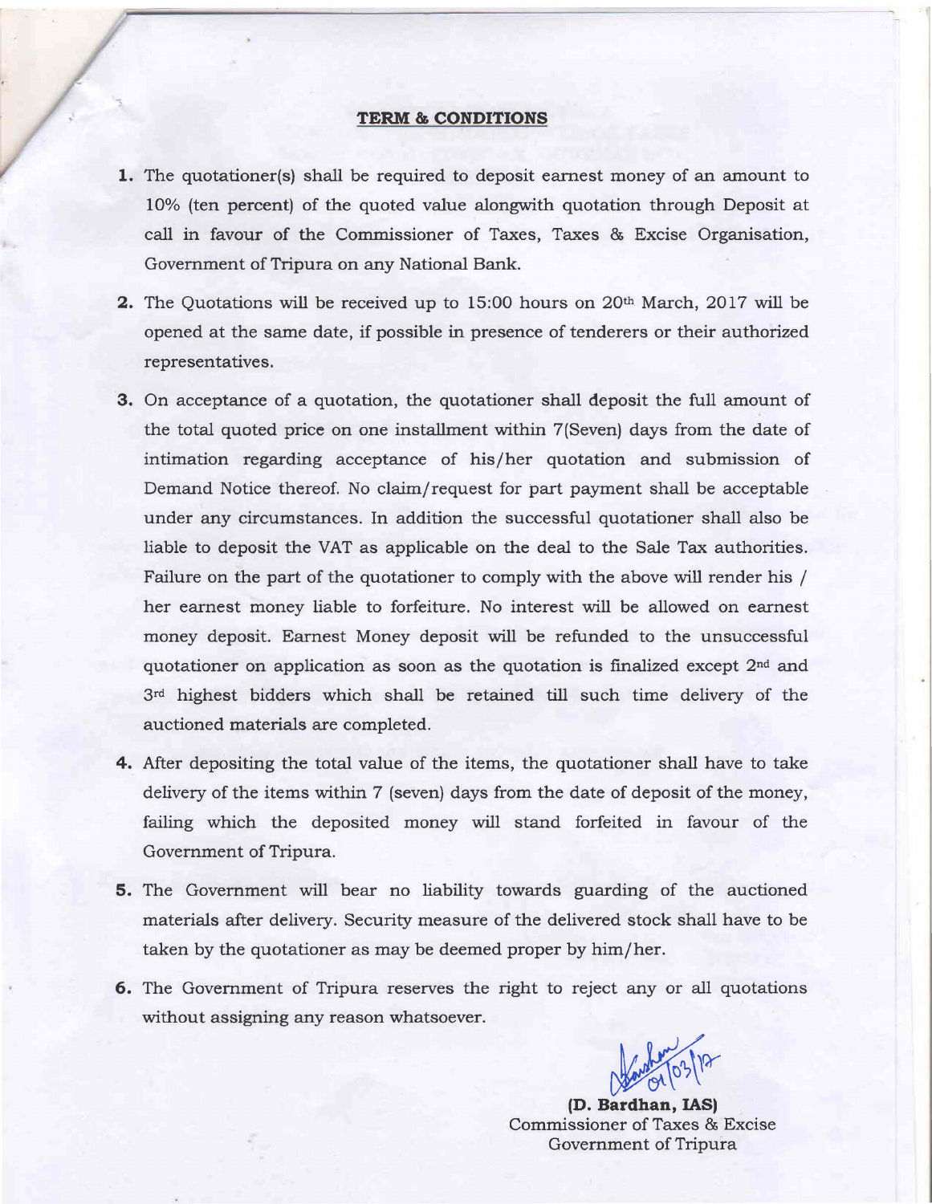## TERM & CONDITIONS

1. The quotationer(s) shall be required to deposit earnest money of an amount to 10% (ten percent) of the quoted value alongwith quotation through Deposit at call in favour of the Commissioner of Taxes, Taxes & Excise Organisation, Government of Tripura on any National Bank.

2. The Quotations will be received up to 15:00 hours on 20th March, 2017 will be opened at the same date, if possible in presence of tenderers or their authorized representatives.

3. On acceptance of a quotation, the quotationer shall deposit the full amount of the total quoted price on one installment within 7(Seven) days from the date of intimation regarding acceptance of his/her quotation and submission of Demand Notice thereof. No claim/request for part payment shall be acceptable under any circumstances. In addition the successful quotationer shall also be liable to deposit the VAT as applicable on the deal to the Sale Tax authorities. Failure on the part of the quotationer to comply with the above will render his / her earnest money liable to forfeiture. No interest will be allowed on earnest money deposit. Earnest Money deposit will be refunded to the unsuccessful quotationer on application as soon as the quotation is finalized except 2nd and 3rd highest bidders which shall be retained till such time delivery of the auctioned materials are completed.

4. After depositing the total value of the items, the quotationer shall have to take delivery of the items within 7 (seven) days from the date of deposit of the money, failing which the deposited money will stand forfeited in favour of the Government of Tripura.

5. The Government will bear no liability towards guarding of the auctioned materials after delivery. Security measure of the delivered stock shall have to be taken by the quotationer as may be deemed proper by him/her.

6. The Government of Tripura reserves the right to reject any or all quotations without assigning any reason whatsoever.

01/03/17

**(D. Bardhan, IAS)**
Commissioner of Taxes & Excise
Government of Tripura